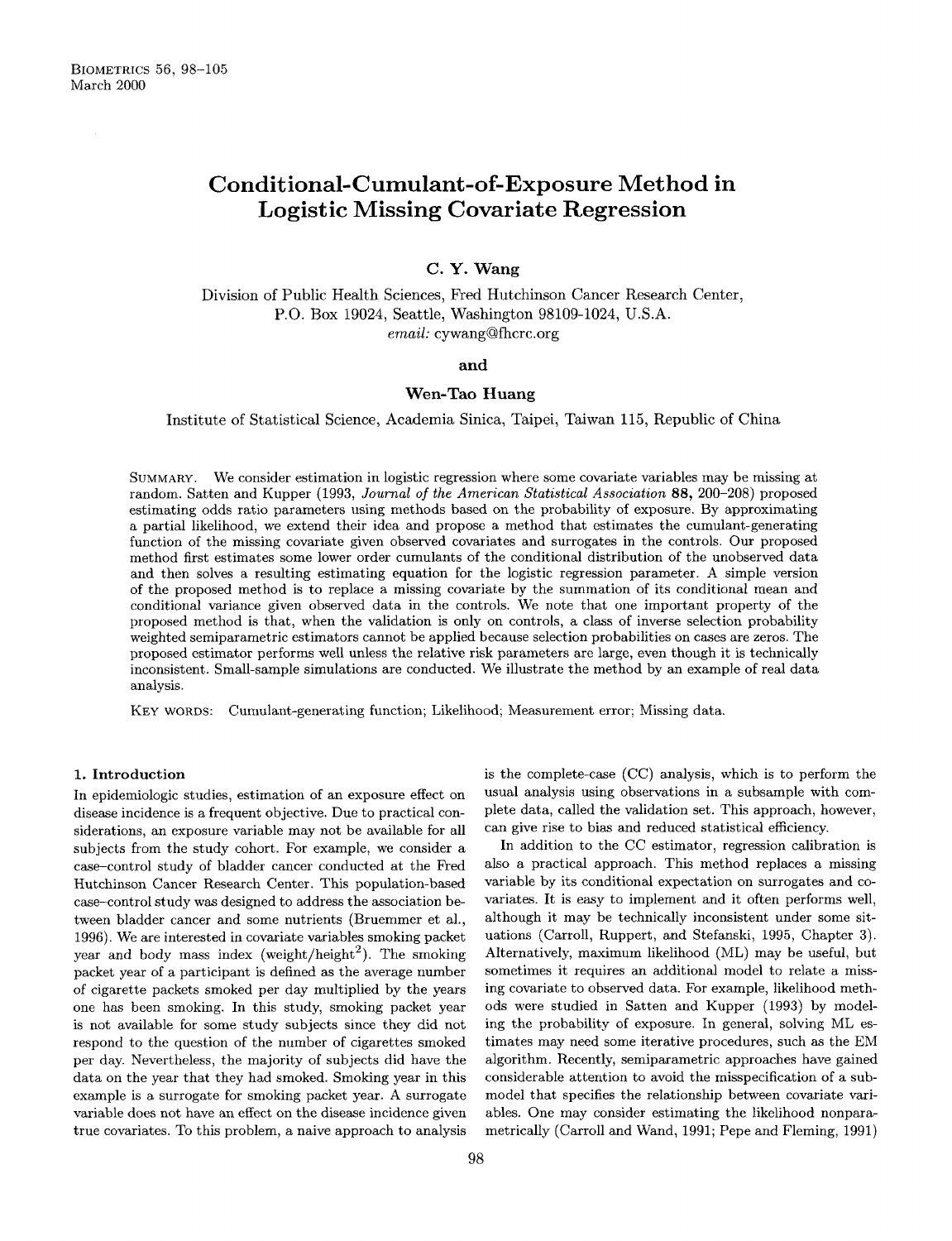# Conditional-Cumulant-of-Exposure Method in Logistic Missing Covariate Regression

**C. Y. Wang**

Division of Public Health Sciences, Fred Hutchinson Cancer Research Center,
P.O. Box 19024, Seattle, Washington 98109-1024, U.S.A.
*email:* cywang@fhcrc.org

**and**

**Wen-Tao Huang**

Institute of Statistical Science, Academia Sinica, Taipei, Taiwan 115, Republic of China

SUMMARY. We consider estimation in logistic regression where some covariate variables may be missing at random. Satten and Kupper (1993, *Journal of the American Statistical Association* **88,** 200–208) proposed estimating odds ratio parameters using methods based on the probability of exposure. By approximating a partial likelihood, we extend their idea and propose a method that estimates the cumulant-generating function of the missing covariate given observed covariates and surrogates in the controls. Our proposed method first estimates some lower order cumulants of the conditional distribution of the unobserved data and then solves a resulting estimating equation for the logistic regression parameter. A simple version of the proposed method is to replace a missing covariate by the summation of its conditional mean and conditional variance given observed data in the controls. We note that one important property of the proposed method is that, when the validation is only on controls, a class of inverse selection probability weighted semiparametric estimators cannot be applied because selection probabilities on cases are zeros. The proposed estimator performs well unless the relative risk parameters are large, even though it is technically inconsistent. Small-sample simulations are conducted. We illustrate the method by an example of real data analysis.

KEY WORDS: Cumulant-generating function; Likelihood; Measurement error; Missing data.

## 1. Introduction

In epidemiologic studies, estimation of an exposure effect on disease incidence is a frequent objective. Due to practical considerations, an exposure variable may not be available for all subjects from the study cohort. For example, we consider a case–control study of bladder cancer conducted at the Fred Hutchinson Cancer Research Center. This population-based case–control study was designed to address the association between bladder cancer and some nutrients (Bruemmer et al., 1996). We are interested in covariate variables smoking packet year and body mass index (weight/height$^2$). The smoking packet year of a participant is defined as the average number of cigarette packets smoked per day multiplied by the years one has been smoking. In this study, smoking packet year is not available for some study subjects since they did not respond to the question of the number of cigarettes smoked per day. Nevertheless, the majority of subjects did have the data on the year that they had smoked. Smoking year in this example is a surrogate for smoking packet year. A surrogate variable does not have an effect on the disease incidence given true covariates. To this problem, a naive approach to analysis is the complete-case (CC) analysis, which is to perform the usual analysis using observations in a subsample with complete data, called the validation set. This approach, however, can give rise to bias and reduced statistical efficiency.

In addition to the CC estimator, regression calibration is also a practical approach. This method replaces a missing variable by its conditional expectation on surrogates and covariates. It is easy to implement and it often performs well, although it may be technically inconsistent under some situations (Carroll, Ruppert, and Stefanski, 1995, Chapter 3). Alternatively, maximum likelihood (ML) may be useful, but sometimes it requires an additional model to relate a missing covariate to observed data. For example, likelihood methods were studied in Satten and Kupper (1993) by modeling the probability of exposure. In general, solving ML estimates may need some iterative procedures, such as the EM algorithm. Recently, semiparametric approaches have gained considerable attention to avoid the misspecification of a submodel that specifies the relationship between covariate variables. One may consider estimating the likelihood nonparametrically (Carroll and Wand, 1991; Pepe and Fleming, 1991)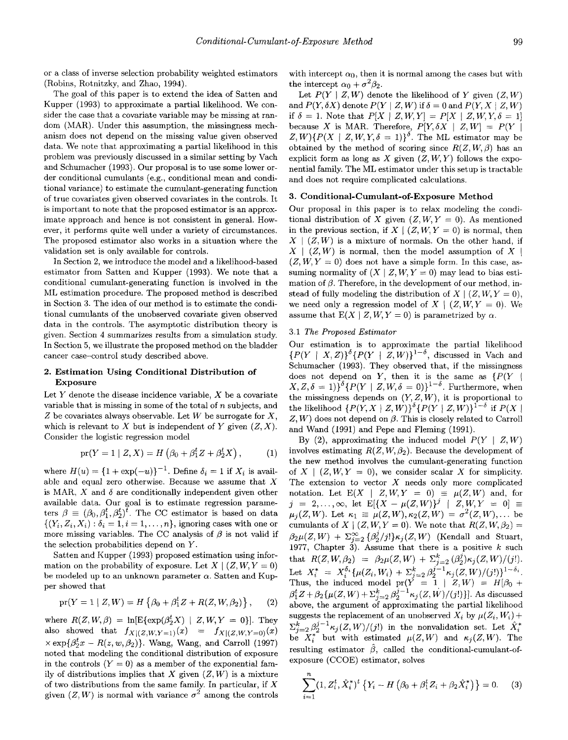or a class of inverse selection probability weighted estimators (Robins, Rotnitzky, and Zhao, 1994).

The goal of this paper is to extend the idea of Satten and Kupper (1993) to approximate a partial likelihood. We consider the case that a covariate variable may be missing at random (MAR). Under this assumption, the missingness mechanism does not depend on the missing value given observed data. We note that approximating a partial likelihood in this problem was previously discussed in a similar setting by Vach and Schumacher (1993). Our proposal is to use some lower order conditional cumulants (e.g., conditional mean and conditional variance) to estimate the cumulant-generating function of true covariates given observed covariates in the controls. It is important to note that the proposed estimator is an approximate approach and hence is not consistent in general. However, it performs quite well under a variety of circumstances. The proposed estimator also works in a situation where the validation set is only available for controls.

In Section 2, we introduce the model and a likelihood-based estimator from Satten and Kupper (1993). We note that a conditional cumulant-generating function is involved in the ML estimation procedure. The proposed method is described in Section 3. The idea of our method is to estimate the conditional cumulants of the unobserved covariate given observed data in the controls. The asymptotic distribution theory is given. Section 4 summarizes results from a simulation study. In Section 5, we illustrate the proposed method on the bladder cancer case–control study described above.

## 2. Estimation Using Conditional Distribution of Exposure

Let $Y$ denote the disease incidence variable, $X$ be a covariate variable that is missing in some of the total of $n$ subjects, and $Z$ be covariates always observable. Let $W$ be surrogate for $X$, which is relevant to $X$ but is independent of $Y$ given $(Z, X)$. Consider the logistic regression model

$$\operatorname{pr}(Y = 1 \mid Z, X) = H\left(\beta_0 + \beta_1^t Z + \beta_2^t X\right), \tag{1}$$

where $H(u) = \{1 + \exp(-u)\}^{-1}$. Define $\delta_i = 1$ if $X_i$ is available and equal zero otherwise. Because we assume that $X$ is MAR, $X$ and $\delta$ are conditionally independent given other available data. Our goal is to estimate regression parameters $\beta \equiv (\beta_0, \beta_1^t, \beta_2^t)^t$. The CC estimator is based on data $\{(Y_i, Z_i, X_i) : \delta_i = 1, i = 1, \ldots, n\}$, ignoring cases with one or more missing variables. The CC analysis of $\beta$ is not valid if the selection probabilities depend on $Y$.

Satten and Kupper (1993) proposed estimation using information on the probability of exposure. Let $X \mid (Z, W, Y = 0)$ be modeled up to an unknown parameter $\alpha$. Satten and Kupper showed that

$$\operatorname{pr}(Y = 1 \mid Z, W) = H\left\{\beta_0 + \beta_1^t Z + R(Z, W, \beta_2)\right\}, \tag{2}$$

where $R(Z, W, \beta) = \ln[\mathrm{E}\{\exp(\beta_2^t X) \mid Z, W, Y = 0\}]$. They also showed that $f_{X|(Z,W,Y=1)}(x) = f_{X|(Z,W,Y=0)}(x) \times \exp\{\beta_2^t x - R(z, w, \beta_2)\}$. Wang, Wang, and Carroll (1997) noted that modeling the conditional distribution of exposure in the controls $(Y = 0)$ as a member of the exponential family of distributions implies that $X$ given $(Z, W)$ is a mixture of two distributions from the same family. In particular, if $X$ given $(Z, W)$ is normal with variance $\sigma^2$ among the controls with intercept $\alpha_0$, then it is normal among the cases but with the intercept $\alpha_0 + \sigma^2\beta_2$.

Let $P(Y \mid Z, W)$ denote the likelihood of $Y$ given $(Z, W)$ and $P(Y, \delta X)$ denote $P(Y \mid Z, W)$ if $\delta = 0$ and $P(Y, X \mid Z, W)$ if $\delta = 1$. Note that $P[X \mid Z, W, Y] = P[X \mid Z, W, Y, \delta = 1]$ because $X$ is MAR. Therefore, $P[Y, \delta X \mid Z, W] = P(Y \mid Z, W)\{P(X \mid Z, W, Y, \delta = 1)\}^{\delta}$. The ML estimator may be obtained by the method of scoring since $R(Z, W, \beta)$ has an explicit form as long as $X$ given $(Z, W, Y)$ follows the exponential family. The ML estimator under this setup is tractable and does not require complicated calculations.

## 3. Conditional-Cumulant-of-Exposure Method

Our proposal in this paper is to relax modeling the conditional distribution of $X$ given $(Z, W, Y = 0)$. As mentioned in the previous section, if $X \mid (Z, W, Y = 0)$ is normal, then $X \mid (Z, W)$ is a mixture of normals. On the other hand, if $X \mid (Z, W)$ is normal, then the model assumption of $X \mid (Z, W, Y = 0)$ does not have a simple form. In this case, assuming normality of $(X \mid Z, W, Y = 0)$ may lead to bias estimation of $\beta$. Therefore, in the development of our method, instead of fully modeling the distribution of $X \mid (Z, W, Y = 0)$, we need only a regression model of $X \mid (Z, W, Y = 0)$. We assume that $\mathrm{E}(X \mid Z, W, Y = 0)$ is parametrized by $\alpha$.

### 3.1 *The Proposed Estimator*

Our estimation is to approximate the partial likelihood $\{P(Y \mid X, Z)\}^{\delta}\{P(Y \mid Z, W)\}^{1-\delta}$, discussed in Vach and Schumacher (1993). They observed that, if the missingness does not depend on $Y$, then it is the same as $\{P(Y \mid X, Z, \delta = 1)\}^{\delta}\{P(Y \mid Z, W, \delta = 0)\}^{1-\delta}$. Furthermore, when the missingness depends on $(Y, Z, W)$, it is proportional to the likelihood $\{P(Y, X \mid Z, W)\}^{\delta}\{P(Y \mid Z, W)\}^{1-\delta}$ if $P(X \mid Z, W)$ does not depend on $\beta$. This is closely related to Carroll and Wand (1991) and Pepe and Fleming (1991).

By (2), approximating the induced model $P(Y \mid Z, W)$ involves estimating $R(Z, W, \beta_2)$. Because the development of the new method involves the cumulant-generating function of $X \mid (Z, W, Y = 0)$, we consider scalar $X$ for simplicity. The extension to vector $X$ needs only more complicated notation. Let $\mathrm{E}(X \mid Z, W, Y = 0) \equiv \mu(Z, W)$ and, for $j = 2, \ldots, \infty$, let $\mathrm{E}[\{X - \mu(Z, W)\}^j \mid Z, W, Y = 0] \equiv \mu_j(Z, W)$. Let $\kappa_1 \equiv \mu(Z, W), \kappa_2(Z, W) = \sigma^2(Z, W), \ldots$ be cumulants of $X \mid (Z, W, Y = 0)$. We note that $R(Z, W, \beta_2) = \beta_2\mu(Z, W) + \Sigma_{j=2}^{\infty}\{\beta_2^j/j!\}\kappa_j(Z, W)$ (Kendall and Stuart, 1977, Chapter 3). Assume that there is a positive $k$ such that $R(Z, W, \beta_2) = \beta_2\mu(Z, W) + \Sigma_{j=2}^{k}(\beta_2^j)\kappa_j(Z, W)/(j!)$. Let $X_i^* = X_i^{\delta_i}\{\mu(Z_i, W_i) + \Sigma_{j=2}^{k}\beta_2^{j-1}\kappa_j(Z, W)/(j!)\}^{1-\delta_i}$. Thus, the induced model $\operatorname{pr}(Y = 1 \mid Z, W) = H[\beta_0 + \beta_1^t Z + \beta_2\{\mu(Z, W) + \Sigma_{j=2}^{k}\beta_2^{j-1}\kappa_j(Z, W)/(j!)\}]$. As discussed above, the argument of approximating the partial likelihood suggests the replacement of an unobserved $X_i$ by $\mu(Z_i, W_i) + \Sigma_{j=2}^{k}\beta_2^{j-1}\kappa_j(Z, W)/(j!)$ in the nonvalidation set. Let $\hat{X}_i^*$ be $X_i^*$ but with estimated $\mu(Z, W)$ and $\kappa_j(Z, W)$. The resulting estimator $\hat{\beta}$, called the conditional-cumulant-of-exposure (CCOE) estimator, solves

$$\sum_{i=1}^{n}(1, Z_i^t, \hat{X}_i^*)^t\left\{Y_i - H\left(\beta_0 + \beta_1^t Z_i + \beta_2\hat{X}_i^*\right)\right\} = 0. \tag{3}$$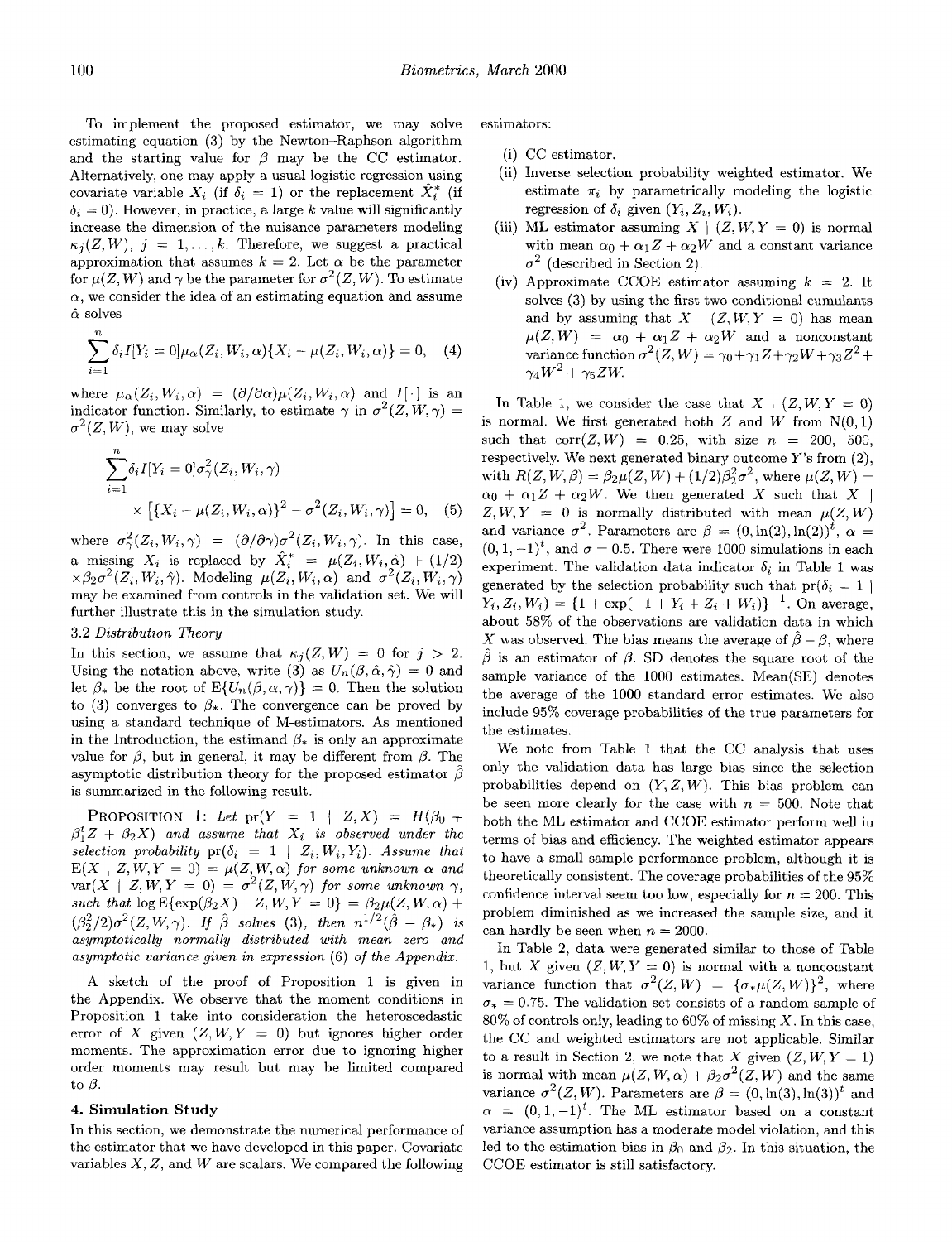To implement the proposed estimator, we may solve estimating equation (3) by the Newton–Raphson algorithm and the starting value for $\beta$ may be the CC estimator. Alternatively, one may apply a usual logistic regression using covariate variable $X_i$ (if $\delta_i = 1$) or the replacement $\hat{X}_i^*$ (if $\delta_i = 0$). However, in practice, a large $k$ value will significantly increase the dimension of the nuisance parameters modeling $\kappa_j(Z, W)$, $j = 1, \ldots, k$. Therefore, we suggest a practical approximation that assumes $k = 2$. Let $\alpha$ be the parameter for $\mu(Z, W)$ and $\gamma$ be the parameter for $\sigma^2(Z, W)$. To estimate $\alpha$, we consider the idea of an estimating equation and assume $\hat{\alpha}$ solves

$$\sum_{i=1}^{n} \delta_i I[Y_i = 0] \mu_\alpha(Z_i, W_i, \alpha)\{X_i - \mu(Z_i, W_i, \alpha)\} = 0, \quad (4)$$

where $\mu_\alpha(Z_i, W_i, \alpha) = (\partial/\partial\alpha)\mu(Z_i, W_i, \alpha)$ and $I[\cdot]$ is an indicator function. Similarly, to estimate $\gamma$ in $\sigma^2(Z, W, \gamma) = \sigma^2(Z, W)$, we may solve

$$\sum_{i=1}^{n} \delta_i I[Y_i = 0] \sigma_\gamma^2(Z_i, W_i, \gamma) \times \left[\{X_i - \mu(Z_i, W_i, \alpha)\}^2 - \sigma^2(Z_i, W_i, \gamma)\right] = 0, \quad (5)$$

where $\sigma_\gamma^2(Z_i, W_i, \gamma) = (\partial/\partial\gamma)\sigma^2(Z_i, W_i, \gamma)$. In this case, a missing $X_i$ is replaced by $\hat{X}_i^* = \mu(Z_i, W_i, \hat{\alpha}) + (1/2) \times \beta_2 \sigma^2(Z_i, W_i, \hat{\gamma})$. Modeling $\mu(Z_i, W_i, \alpha)$ and $\sigma^2(Z_i, W_i, \gamma)$ may be examined from controls in the validation set. We will further illustrate this in the simulation study.

### 3.2 Distribution Theory

In this section, we assume that $\kappa_j(Z, W) = 0$ for $j > 2$. Using the notation above, write (3) as $U_n(\beta, \hat{\alpha}, \hat{\gamma}) = 0$ and let $\beta_*$ be the root of $\mathrm{E}\{U_n(\beta, \alpha, \gamma)\} = 0$. Then the solution to (3) converges to $\beta_*$. The convergence can be proved by using a standard technique of M-estimators. As mentioned in the Introduction, the estimand $\beta_*$ is only an approximate value for $\beta$, but in general, it may be different from $\beta$. The asymptotic distribution theory for the proposed estimator $\hat{\beta}$ is summarized in the following result.

PROPOSITION 1: *Let* $\mathrm{pr}(Y = 1 \mid Z, X) = H(\beta_0 + \beta_1^t Z + \beta_2 X)$ *and assume that* $X_i$ *is observed under the selection probability* $\mathrm{pr}(\delta_i = 1 \mid Z_i, W_i, Y_i)$. *Assume that* $\mathrm{E}(X \mid Z, W, Y = 0) = \mu(Z, W, \alpha)$ *for some unknown* $\alpha$ *and* $\mathrm{var}(X \mid Z, W, Y = 0) = \sigma^2(Z, W, \gamma)$ *for some unknown* $\gamma$, *such that* $\log \mathrm{E}\{\exp(\beta_2 X) \mid Z, W, Y = 0\} = \beta_2 \mu(Z, W, \alpha) + (\beta_2^2/2)\sigma^2(Z, W, \gamma)$. *If* $\hat{\beta}$ *solves* (3), *then* $n^{1/2}(\hat{\beta} - \beta_*)$ *is asymptotically normally distributed with mean zero and asymptotic variance given in expression* (6) *of the Appendix.*

A sketch of the proof of Proposition 1 is given in the Appendix. We observe that the moment conditions in Proposition 1 take into consideration the heteroscedastic error of $X$ given $(Z, W, Y = 0)$ but ignores higher order moments. The approximation error due to ignoring higher order moments may result but may be limited compared to $\beta$.

## 4. Simulation Study

In this section, we demonstrate the numerical performance of the estimator that we have developed in this paper. Covariate variables $X$, $Z$, and $W$ are scalars. We compared the following estimators:

(i) CC estimator.

(ii) Inverse selection probability weighted estimator. We estimate $\pi_i$ by parametrically modeling the logistic regression of $\delta_i$ given $(Y_i, Z_i, W_i)$.

(iii) ML estimator assuming $X \mid (Z, W, Y = 0)$ is normal with mean $\alpha_0 + \alpha_1 Z + \alpha_2 W$ and a constant variance $\sigma^2$ (described in Section 2).

(iv) Approximate CCOE estimator assuming $k = 2$. It solves (3) by using the first two conditional cumulants and by assuming that $X \mid (Z, W, Y = 0)$ has mean $\mu(Z, W) = \alpha_0 + \alpha_1 Z + \alpha_2 W$ and a nonconstant variance function $\sigma^2(Z, W) = \gamma_0 + \gamma_1 Z + \gamma_2 W + \gamma_3 Z^2 + \gamma_4 W^2 + \gamma_5 ZW$.

In Table 1, we consider the case that $X \mid (Z, W, Y = 0)$ is normal. We first generated both $Z$ and $W$ from $N(0, 1)$ such that $\mathrm{corr}(Z, W) = 0.25$, with size $n = 200$, $500$, respectively. We next generated binary outcome $Y$'s from (2), with $R(Z, W, \beta) = \beta_2 \mu(Z, W) + (1/2)\beta_2^2 \sigma^2$, where $\mu(Z, W) = \alpha_0 + \alpha_1 Z + \alpha_2 W$. We then generated $X$ such that $X \mid Z, W, Y = 0$ is normally distributed with mean $\mu(Z, W)$ and variance $\sigma^2$. Parameters are $\beta = (0, \ln(2), \ln(2))^t$, $\alpha = (0, 1, -1)^t$, and $\sigma = 0.5$. There were 1000 simulations in each experiment. The validation data indicator $\delta_i$ in Table 1 was generated by the selection probability such that $\mathrm{pr}(\delta_i = 1 \mid Y_i, Z_i, W_i) = \{1 + \exp(-1 + Y_i + Z_i + W_i)\}^{-1}$. On average, about 58% of the observations are validation data in which $X$ was observed. The bias means the average of $\hat{\beta} - \beta$, where $\hat{\beta}$ is an estimator of $\beta$. SD denotes the square root of the sample variance of the 1000 estimates. Mean(SE) denotes the average of the 1000 standard error estimates. We also include 95% coverage probabilities of the true parameters for the estimates.

We note from Table 1 that the CC analysis that uses only the validation data has large bias since the selection probabilities depend on $(Y, Z, W)$. This bias problem can be seen more clearly for the case with $n = 500$. Note that both the ML estimator and CCOE estimator perform well in terms of bias and efficiency. The weighted estimator appears to have a small sample performance problem, although it is theoretically consistent. The coverage probabilities of the 95% confidence interval seem too low, especially for $n = 200$. This problem diminished as we increased the sample size, and it can hardly be seen when $n = 2000$.

In Table 2, data were generated similar to those of Table 1, but $X$ given $(Z, W, Y = 0)$ is normal with a nonconstant variance function that $\sigma^2(Z, W) = \{\sigma_* \mu(Z, W)\}^2$, where $\sigma_* = 0.75$. The validation set consists of a random sample of 80% of controls only, leading to 60% of missing $X$. In this case, the CC and weighted estimators are not applicable. Similar to a result in Section 2, we note that $X$ given $(Z, W, Y = 1)$ is normal with mean $\mu(Z, W, \alpha) + \beta_2 \sigma^2(Z, W)$ and the same variance $\sigma^2(Z, W)$. Parameters are $\beta = (0, \ln(3), \ln(3))^t$ and $\alpha = (0, 1, -1)^t$. The ML estimator based on a constant variance assumption has a moderate model violation, and this led to the estimation bias in $\beta_0$ and $\beta_2$. In this situation, the CCOE estimator is still satisfactory.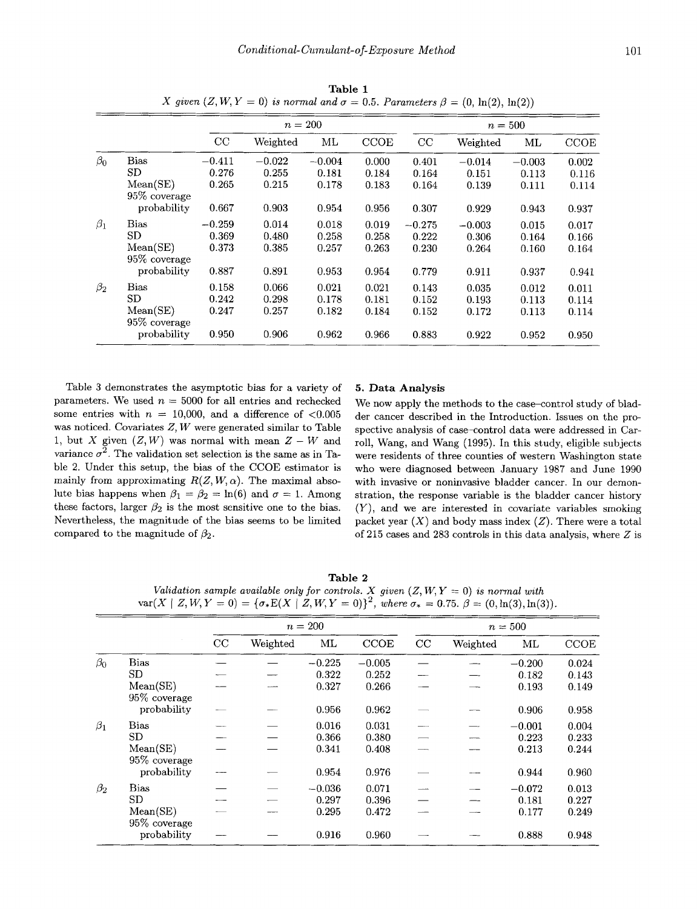**Table 1**

*X given $(Z, W, Y = 0)$ is normal and $\sigma = 0.5$. Parameters $\beta = (0, \ln(2), \ln(2))$*

| | | $n = 200$ | | | | $n = 500$ | | | |
|---|---|---|---|---|---|---|---|---|---|
| | | CC | Weighted | ML | CCOE | CC | Weighted | ML | CCOE |
| $\beta_0$ | Bias | −0.411 | −0.022 | −0.004 | 0.000 | 0.401 | −0.014 | −0.003 | 0.002 |
| | SD | 0.276 | 0.255 | 0.181 | 0.184 | 0.164 | 0.151 | 0.113 | 0.116 |
| | Mean(SE) | 0.265 | 0.215 | 0.178 | 0.183 | 0.164 | 0.139 | 0.111 | 0.114 |
| | 95% coverage probability | 0.667 | 0.903 | 0.954 | 0.956 | 0.307 | 0.929 | 0.943 | 0.937 |
| $\beta_1$ | Bias | −0.259 | 0.014 | 0.018 | 0.019 | −0.275 | −0.003 | 0.015 | 0.017 |
| | SD | 0.369 | 0.480 | 0.258 | 0.258 | 0.222 | 0.306 | 0.164 | 0.166 |
| | Mean(SE) | 0.373 | 0.385 | 0.257 | 0.263 | 0.230 | 0.264 | 0.160 | 0.164 |
| | 95% coverage probability | 0.887 | 0.891 | 0.953 | 0.954 | 0.779 | 0.911 | 0.937 | 0.941 |
| $\beta_2$ | Bias | 0.158 | 0.066 | 0.021 | 0.021 | 0.143 | 0.035 | 0.012 | 0.011 |
| | SD | 0.242 | 0.298 | 0.178 | 0.181 | 0.152 | 0.193 | 0.113 | 0.114 |
| | Mean(SE) | 0.247 | 0.257 | 0.182 | 0.184 | 0.152 | 0.172 | 0.113 | 0.114 |
| | 95% coverage probability | 0.950 | 0.906 | 0.962 | 0.966 | 0.883 | 0.922 | 0.952 | 0.950 |

Table 3 demonstrates the asymptotic bias for a variety of parameters. We used $n = 5000$ for all entries and rechecked some entries with $n = 10{,}000$, and a difference of $<0.005$ was noticed. Covariates $Z, W$ were generated similar to Table 1, but $X$ given $(Z, W)$ was normal with mean $Z - W$ and variance $\sigma^2$. The validation set selection is the same as in Table 2. Under this setup, the bias of the CCOE estimator is mainly from approximating $R(Z, W, \alpha)$. The maximal absolute bias happens when $\beta_1 = \beta_2 = \ln(6)$ and $\sigma = 1$. Among these factors, larger $\beta_2$ is the most sensitive one to the bias. Nevertheless, the magnitude of the bias seems to be limited compared to the magnitude of $\beta_2$.

## 5. Data Analysis

We now apply the methods to the case–control study of bladder cancer described in the Introduction. Issues on the prospective analysis of case–control data were addressed in Carroll, Wang, and Wang (1995). In this study, eligible subjects were residents of three counties of western Washington state who were diagnosed between January 1987 and June 1990 with invasive or noninvasive bladder cancer. In our demonstration, the response variable is the bladder cancer history $(Y)$, and we are interested in covariate variables smoking packet year $(X)$ and body mass index $(Z)$. There were a total of 215 cases and 283 controls in this data analysis, where $Z$ is

**Table 2**

*Validation sample available only for controls. X given $(Z, W, Y = 0)$ is normal with $\text{var}(X \mid Z, W, Y = 0) = \{\sigma_* \text{E}(X \mid Z, W, Y = 0)\}^2$, where $\sigma_* = 0.75$. $\beta = (0, \ln(3), \ln(3))$.*

| | | $n = 200$ | | | | $n = 500$ | | | |
|---|---|---|---|---|---|---|---|---|---|
| | | CC | Weighted | ML | CCOE | CC | Weighted | ML | CCOE |
| $\beta_0$ | Bias | — | — | −0.225 | −0.005 | — | — | −0.200 | 0.024 |
| | SD | — | — | 0.322 | 0.252 | — | — | 0.182 | 0.143 |
| | Mean(SE) | — | — | 0.327 | 0.266 | — | — | 0.193 | 0.149 |
| | 95% coverage probability | — | — | 0.956 | 0.962 | — | — | 0.906 | 0.958 |
| $\beta_1$ | Bias | — | — | 0.016 | 0.031 | — | — | −0.001 | 0.004 |
| | SD | — | — | 0.366 | 0.380 | — | — | 0.223 | 0.233 |
| | Mean(SE) | — | — | 0.341 | 0.408 | — | — | 0.213 | 0.244 |
| | 95% coverage probability | — | — | 0.954 | 0.976 | — | — | 0.944 | 0.960 |
| $\beta_2$ | Bias | — | — | −0.036 | 0.071 | — | — | −0.072 | 0.013 |
| | SD | — | — | 0.297 | 0.396 | — | — | 0.181 | 0.227 |
| | Mean(SE) | — | — | 0.295 | 0.472 | — | — | 0.177 | 0.249 |
| | 95% coverage probability | — | — | 0.916 | 0.960 | — | — | 0.888 | 0.948 |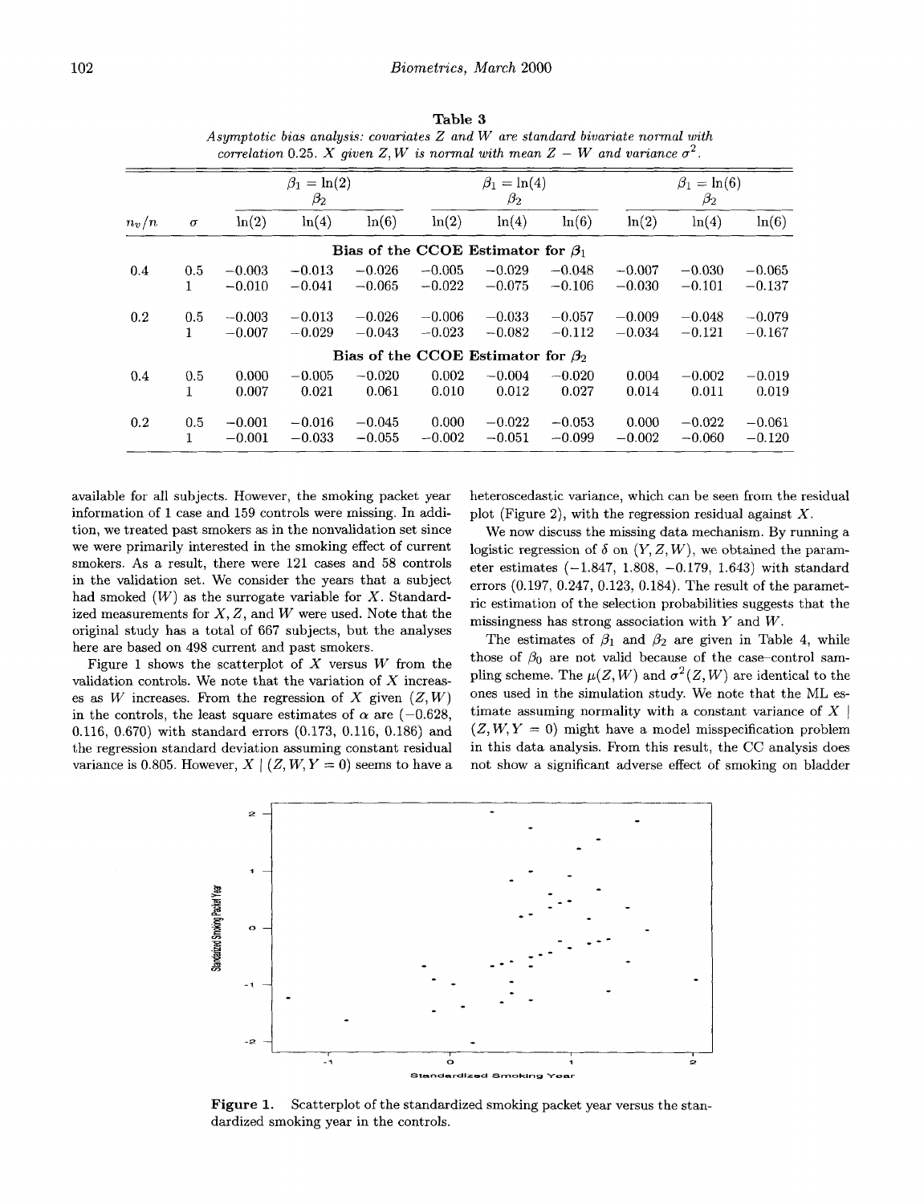**Table 3**
*Asymptotic bias analysis: covariates Z and W are standard bivariate normal with correlation 0.25. X given Z, W is normal with mean Z − W and variance $\sigma^2$.*

| | | $\beta_1 = \ln(2)$ | | | $\beta_1 = \ln(4)$ | | | $\beta_1 = \ln(6)$ | | |
|---|---|---|---|---|---|---|---|---|---|---|
| | | $\beta_2$ | | | $\beta_2$ | | | $\beta_2$ | | |
| $n_v/n$ | $\sigma$ | ln(2) | ln(4) | ln(6) | ln(2) | ln(4) | ln(6) | ln(2) | ln(4) | ln(6) |
| | | **Bias of the CCOE Estimator for $\beta_1$** | | | | | | | | |
| 0.4 | 0.5 | −0.003 | −0.013 | −0.026 | −0.005 | −0.029 | −0.048 | −0.007 | −0.030 | −0.065 |
| | 1 | −0.010 | −0.041 | −0.065 | −0.022 | −0.075 | −0.106 | −0.030 | −0.101 | −0.137 |
| 0.2 | 0.5 | −0.003 | −0.013 | −0.026 | −0.006 | −0.033 | −0.057 | −0.009 | −0.048 | −0.079 |
| | 1 | −0.007 | −0.029 | −0.043 | −0.023 | −0.082 | −0.112 | −0.034 | −0.121 | −0.167 |
| | | **Bias of the CCOE Estimator for $\beta_2$** | | | | | | | | |
| 0.4 | 0.5 | 0.000 | −0.005 | −0.020 | 0.002 | −0.004 | −0.020 | 0.004 | −0.002 | −0.019 |
| | 1 | 0.007 | 0.021 | 0.061 | 0.010 | 0.012 | 0.027 | 0.014 | 0.011 | 0.019 |
| 0.2 | 0.5 | −0.001 | −0.016 | −0.045 | 0.000 | −0.022 | −0.053 | 0.000 | −0.022 | −0.061 |
| | 1 | −0.001 | −0.033 | −0.055 | −0.002 | −0.051 | −0.099 | −0.002 | −0.060 | −0.120 |

available for all subjects. However, the smoking packet year information of 1 case and 159 controls were missing. In addition, we treated past smokers as in the nonvalidation set since we were primarily interested in the smoking effect of current smokers. As a result, there were 121 cases and 58 controls in the validation set. We consider the years that a subject had smoked ($W$) as the surrogate variable for $X$. Standardized measurements for $X$, $Z$, and $W$ were used. Note that the original study has a total of 667 subjects, but the analyses here are based on 498 current and past smokers.

Figure 1 shows the scatterplot of $X$ versus $W$ from the validation controls. We note that the variation of $X$ increases as $W$ increases. From the regression of $X$ given $(Z, W)$ in the controls, the least square estimates of $\alpha$ are (−0.628, 0.116, 0.670) with standard errors (0.173, 0.116, 0.186) and the regression standard deviation assuming constant residual variance is 0.805. However, $X \mid (Z, W, Y = 0)$ seems to have a heteroscedastic variance, which can be seen from the residual plot (Figure 2), with the regression residual against $X$.

We now discuss the missing data mechanism. By running a logistic regression of $\delta$ on $(Y, Z, W)$, we obtained the parameter estimates (−1.847, 1.808, −0.179, 1.643) with standard errors (0.197, 0.247, 0.123, 0.184). The result of the parametric estimation of the selection probabilities suggests that the missingness has strong association with $Y$ and $W$.

The estimates of $\beta_1$ and $\beta_2$ are given in Table 4, while those of $\beta_0$ are not valid because of the case–control sampling scheme. The $\mu(Z, W)$ and $\sigma^2(Z, W)$ are identical to the ones used in the simulation study. We note that the ML estimate assuming normality with a constant variance of $X \mid (Z, W, Y = 0)$ might have a model misspecification problem in this data analysis. From this result, the CC analysis does not show a significant adverse effect of smoking on bladder

**Figure 1.** Scatterplot of the standardized smoking packet year versus the standardized smoking year in the controls.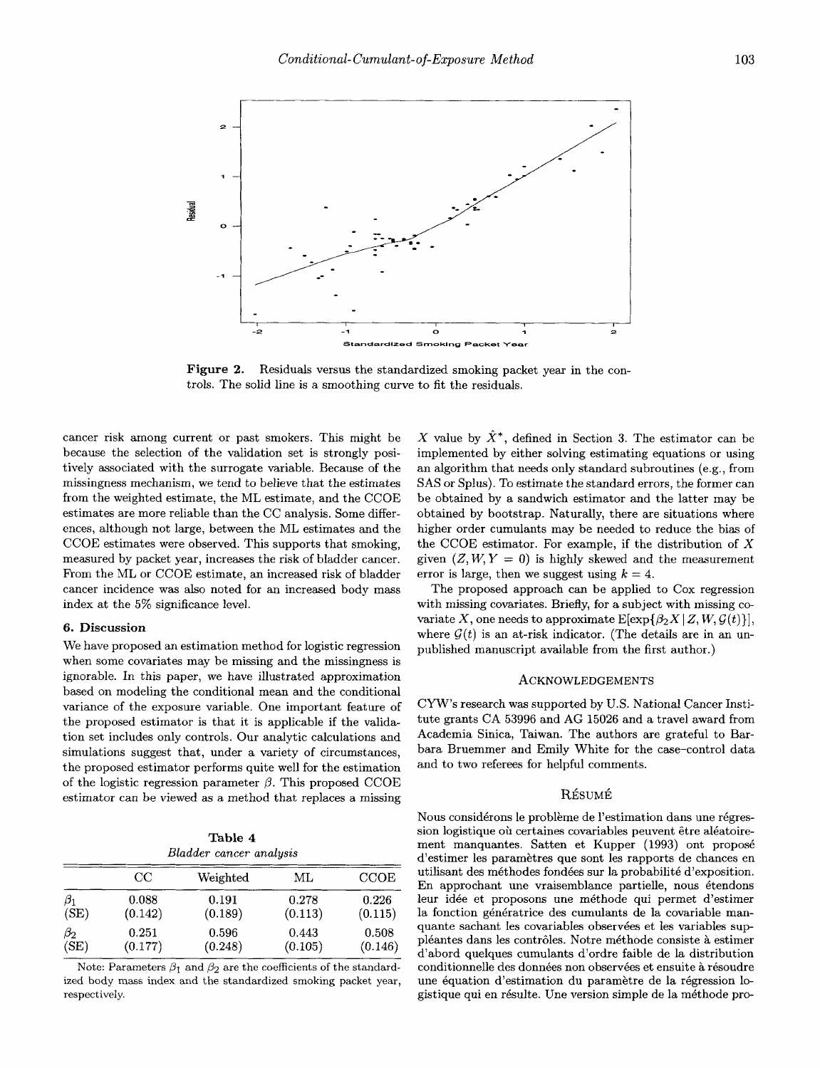Figure 2. Residuals versus the standardized smoking packet year in the controls. The solid line is a smoothing curve to fit the residuals.

cancer risk among current or past smokers. This might be because the selection of the validation set is strongly positively associated with the surrogate variable. Because of the missingness mechanism, we tend to believe that the estimates from the weighted estimate, the ML estimate, and the CCOE estimates are more reliable than the CC analysis. Some differences, although not large, between the ML estimates and the CCOE estimates were observed. This supports that smoking, measured by packet year, increases the risk of bladder cancer. From the ML or CCOE estimate, an increased risk of bladder cancer incidence was also noted for an increased body mass index at the 5% significance level.

## 6. Discussion

We have proposed an estimation method for logistic regression when some covariates may be missing and the missingness is ignorable. In this paper, we have illustrated approximation based on modeling the conditional mean and the conditional variance of the exposure variable. One important feature of the proposed estimator is that it is applicable if the validation set includes only controls. Our analytic calculations and simulations suggest that, under a variety of circumstances, the proposed estimator performs quite well for the estimation of the logistic regression parameter $\beta$. This proposed CCOE estimator can be viewed as a method that replaces a missing $X$ value by $\hat{X}^*$, defined in Section 3. The estimator can be implemented by either solving estimating equations or using an algorithm that needs only standard subroutines (e.g., from SAS or Splus). To estimate the standard errors, the former can be obtained by a sandwich estimator and the latter may be obtained by bootstrap. Naturally, there are situations where higher order cumulants may be needed to reduce the bias of the CCOE estimator. For example, if the distribution of $X$ given $(Z, W, Y = 0)$ is highly skewed and the measurement error is large, then we suggest using $k = 4$.

The proposed approach can be applied to Cox regression with missing covariates. Briefly, for a subject with missing covariate $X$, one needs to approximate $\mathrm{E}[\exp\{\beta_2 X \mid Z, W, \mathcal{G}(t)\}]$, where $\mathcal{G}(t)$ is an at-risk indicator. (The details are in an unpublished manuscript available from the first author.)

**Table 4**
*Bladder cancer analysis*

| | CC | Weighted | ML | CCOE |
|---|---|---|---|---|
| $\beta_1$ | 0.088 | 0.191 | 0.278 | 0.226 |
| (SE) | (0.142) | (0.189) | (0.113) | (0.115) |
| $\beta_2$ | 0.251 | 0.596 | 0.443 | 0.508 |
| (SE) | (0.177) | (0.248) | (0.105) | (0.146) |

Note: Parameters $\beta_1$ and $\beta_2$ are the coefficients of the standardized body mass index and the standardized smoking packet year, respectively.

## Acknowledgements

CYW's research was supported by U.S. National Cancer Institute grants CA 53996 and AG 15026 and a travel award from Academia Sinica, Taiwan. The authors are grateful to Barbara Bruemmer and Emily White for the case–control data and to two referees for helpful comments.

## Résumé

Nous considérons le problème de l'estimation dans une régression logistique où certaines covariables peuvent être aléatoirement manquantes. Satten et Kupper (1993) ont proposé d'estimer les paramètres que sont les rapports de chances en utilisant des méthodes fondées sur la probabilité d'exposition. En approchant une vraisemblance partielle, nous étendons leur idée et proposons une méthode qui permet d'estimer la fonction génératrice des cumulants de la covariable manquante sachant les covariables observées et les variables suppléantes dans les contrôles. Notre méthode consiste à estimer d'abord quelques cumulants d'ordre faible de la distribution conditionnelle des données non observées et ensuite à résoudre une équation d'estimation du paramètre de la régression logistique qui en résulte. Une version simple de la méthode pro-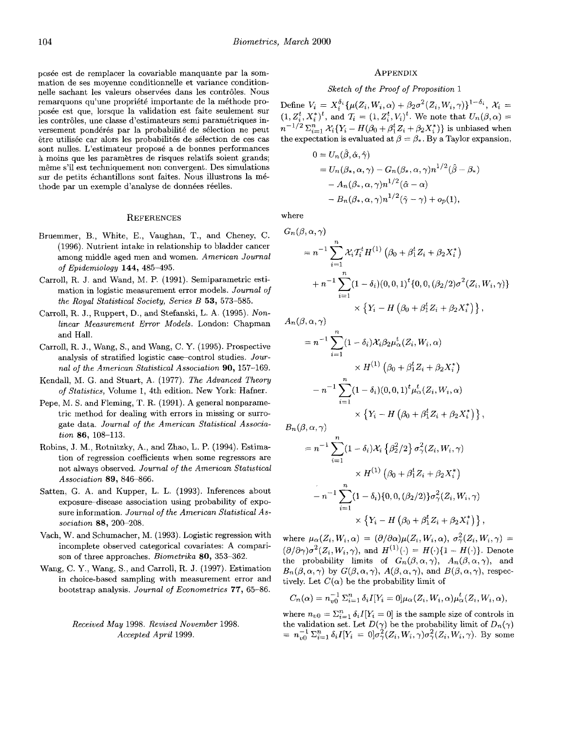posée est de remplacer la covariable manquante par la sommation de ses moyenne conditionnelle et variance conditionnelle sachant les valeurs observées dans les contrôles. Nous remarquons qu'une propriété importante de la méthode proposée est que, lorsque la validation est faite seulement sur les contrôles, une classe d'estimateurs semi paramétriques inversement pondérés par la probabilité de sélection ne peut être utilisée car alors les probabilités de sélection de ces cas sont nulles. L'estimateur proposé a de bonnes performances à moins que les paramètres de risques relatifs soient grands; même s'il est techniquement non convergent. Des simulations sur de petits échantillons sont faites. Nous illustrons la méthode par un exemple d'analyse de données réelles.

## References

Bruemmer, B., White, E., Vaughan, T., and Cheney, C. (1996). Nutrient intake in relationship to bladder cancer among middle aged men and women. *American Journal of Epidemiology* **144,** 485–495.

Carroll, R. J. and Wand, M. P. (1991). Semiparametric estimation in logistic measurement error models. *Journal of the Royal Statistical Society, Series B* **53,** 573–585.

Carroll, R. J., Ruppert, D., and Stefanski, L. A. (1995). *Nonlinear Measurement Error Models.* London: Chapman and Hall.

Carroll, R. J., Wang, S., and Wang, C. Y. (1995). Prospective analysis of stratified logistic case–control studies. *Journal of the American Statistical Association* **90,** 157–169.

Kendall, M. G. and Stuart, A. (1977). *The Advanced Theory of Statistics,* Volume 1, 4th edition. New York: Hafner.

Pepe, M. S. and Fleming, T. R. (1991). A general nonparametric method for dealing with errors in missing or surrogate data. *Journal of the American Statistical Association* **86,** 108–113.

Robins, J. M., Rotnitzky, A., and Zhao, L. P. (1994). Estimation of regression coefficients when some regressors are not always observed. *Journal of the American Statistical Association* **89,** 846–866.

Satten, G. A. and Kupper, L. L. (1993). Inferences about exposure–disease association using probability of exposure information. *Journal of the American Statistical Association* **88,** 200–208.

Vach, W. and Schumacher, M. (1993). Logistic regression with incomplete observed categorical covariates: A comparison of three approaches. *Biometrika* **80,** 353–362.

Wang, C. Y., Wang, S., and Carroll, R. J. (1997). Estimation in choice-based sampling with measurement error and bootstrap analysis. *Journal of Econometrics* **77,** 65–86.

*Received May* 1998. *Revised November* 1998.
*Accepted April* 1999.

## Appendix

### *Sketch of the Proof of Proposition 1*

Define $V_i = X_i^{\delta_i}\{\mu(Z_i, W_i, \alpha) + \beta_2\sigma^2(Z_i, W_i, \gamma)\}^{1-\delta_i}$, $\mathcal{X}_i = (1, Z_i^t, X_i^*)^t$, and $\mathcal{T}_i = (1, Z_i^t, V_i)^t$. We note that $U_n(\beta, \alpha) = n^{-1/2}\sum_{i=1}^n \mathcal{X}_i\{Y_i - H(\beta_0 + \beta_1^t Z_i + \beta_2 X_i^*)\}$ is unbiased when the expectation is evaluated at $\beta = \beta_*$. By a Taylor expansion,

$$
\begin{aligned}
0 &= U_n(\hat{\beta}, \hat{\alpha}, \hat{\gamma}) \\
&= U_n(\beta_*, \alpha, \gamma) - G_n(\beta_*, \alpha, \gamma)n^{1/2}(\hat{\beta} - \beta_*) \\
&\quad - A_n(\beta_*, \alpha, \gamma)n^{1/2}(\hat{\alpha} - \alpha) \\
&\quad - B_n(\beta_*, \alpha, \gamma)n^{1/2}(\hat{\gamma} - \gamma) + o_p(1),
\end{aligned}
$$

where

$$
\begin{aligned}
G_n(\beta, \alpha, \gamma) &= n^{-1}\sum_{i=1}^n \mathcal{X}_i\mathcal{T}_i^t H^{(1)}\left(\beta_0 + \beta_1^t Z_i + \beta_2 X_i^*\right) \\
&\quad + n^{-1}\sum_{i=1}^n (1 - \delta_i)(0, 0, 1)^t\{0, 0, (\beta_2/2)\sigma^2(Z_i, W_i, \gamma)\} \\
&\qquad \times \left\{Y_i - H\left(\beta_0 + \beta_1^t Z_i + \beta_2 X_i^*\right)\right\},
\end{aligned}
$$

$$
\begin{aligned}
A_n(\beta, \alpha, \gamma) &= n^{-1}\sum_{i=1}^n (1 - \delta_i)\mathcal{X}_i\beta_2\mu_\alpha^t(Z_i, W_i, \alpha) \\
&\qquad \times H^{(1)}\left(\beta_0 + \beta_1^t Z_i + \beta_2 X_i^*\right) \\
&\quad - n^{-1}\sum_{i=1}^n (1 - \delta_i)(0, 0, 1)^t\mu_\alpha^t(Z_i, W_i, \alpha) \\
&\qquad \times \left\{Y_i - H\left(\beta_0 + \beta_1^t Z_i + \beta_2 X_i^*\right)\right\},
\end{aligned}
$$

$$
\begin{aligned}
B_n(\beta, \alpha, \gamma) &= n^{-1}\sum_{i=1}^n (1 - \delta_i)\mathcal{X}_i\left\{\beta_2^2/2\right\}\sigma_\gamma^2(Z_i, W_i, \gamma) \\
&\qquad \times H^{(1)}\left(\beta_0 + \beta_1^t Z_i + \beta_2 X_i^*\right) \\
&\quad - n^{-1}\sum_{i=1}^n (1 - \delta_i)\{0, 0, (\beta_2/2)\}\sigma_\gamma^2(Z_i, W_i, \gamma) \\
&\qquad \times \left\{Y_i - H\left(\beta_0 + \beta_1^t Z_i + \beta_2 X_i^*\right)\right\},
\end{aligned}
$$

where $\mu_\alpha(Z_i, W_i, \alpha) = (\partial/\partial\alpha)\mu(Z_i, W_i, \alpha)$, $\sigma_\gamma^2(Z_i, W_i, \gamma) = (\partial/\partial\gamma)\sigma^2(Z_i, W_i, \gamma)$, and $H^{(1)}(\cdot) = H(\cdot)\{1 - H(\cdot)\}$. Denote the probability limits of $G_n(\beta, \alpha, \gamma)$, $A_n(\beta, \alpha, \gamma)$, and $B_n(\beta, \alpha, \gamma)$ by $G(\beta, \alpha, \gamma)$, $A(\beta, \alpha, \gamma)$, and $B(\beta, \alpha, \gamma)$, respectively. Let $C(\alpha)$ be the probability limit of

$$
C_n(\alpha) = n_{v0}^{-1}\sum_{i=1}^n \delta_i I[Y_i = 0]\mu_\alpha(Z_i, W_i, \alpha)\mu_\alpha^t(Z_i, W_i, \alpha),
$$

where $n_{v0} = \sum_{i=1}^n \delta_i I[Y_i = 0]$ is the sample size of controls in the validation set. Let $D(\gamma)$ be the probability limit of $D_n(\gamma) = n_{v0}^{-1}\sum_{i=1}^n \delta_i I[Y_i = 0]\sigma_\gamma^2(Z_i, W_i, \gamma)\sigma_\gamma^2(Z_i, W_i, \gamma)$. By some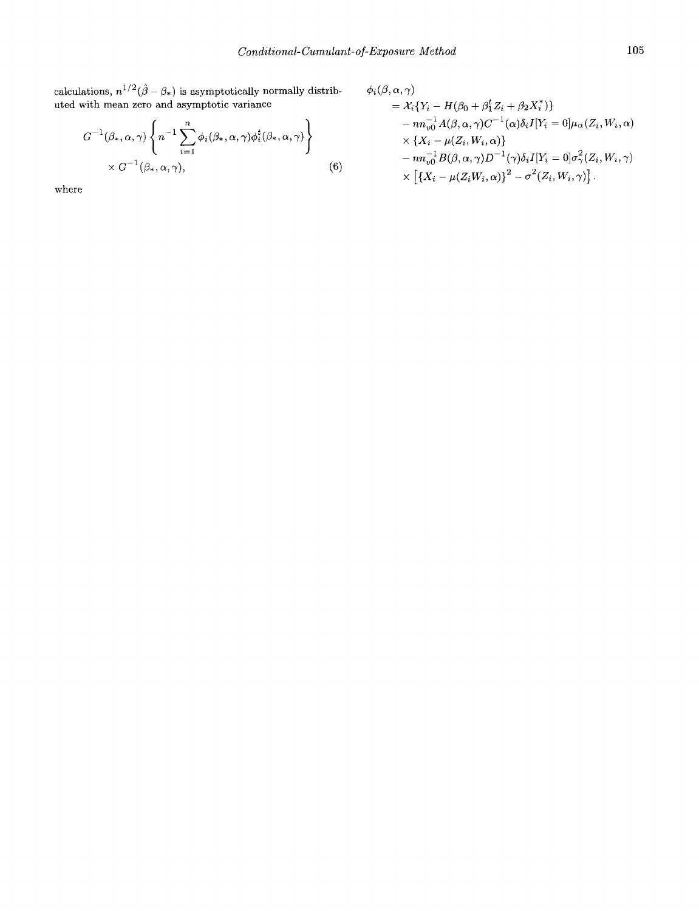calculations, $n^{1/2}(\hat{\beta} - \beta_*)$ is asymptotically normally distributed with mean zero and asymptotic variance

$$G^{-1}(\beta_*, \alpha, \gamma) \left\{ n^{-1} \sum_{i=1}^{n} \phi_i(\beta_*, \alpha, \gamma) \phi_i^t(\beta_*, \alpha, \gamma) \right\} \times G^{-1}(\beta_*, \alpha, \gamma), \tag{6}$$

where

$$\begin{aligned}
&\phi_i(\beta, \alpha, \gamma) \\
&= \mathcal{X}_i\{Y_i - H(\beta_0 + \beta_1^t Z_i + \beta_2 X_i^*)\} \\
&\quad - n n_{v0}^{-1} A(\beta, \alpha, \gamma) C^{-1}(\alpha) \delta_i I[Y_i = 0] \mu_\alpha(Z_i, W_i, \alpha) \\
&\quad \times \{X_i - \mu(Z_i, W_i, \alpha)\} \\
&\quad - n n_{v0}^{-1} B(\beta, \alpha, \gamma) D^{-1}(\gamma) \delta_i I[Y_i = 0] \sigma_\gamma^2(Z_i, W_i, \gamma) \\
&\quad \times \left[\{X_i - \mu(Z_i W_i, \alpha)\}^2 - \sigma^2(Z_i, W_i, \gamma)\right].
\end{aligned}$$